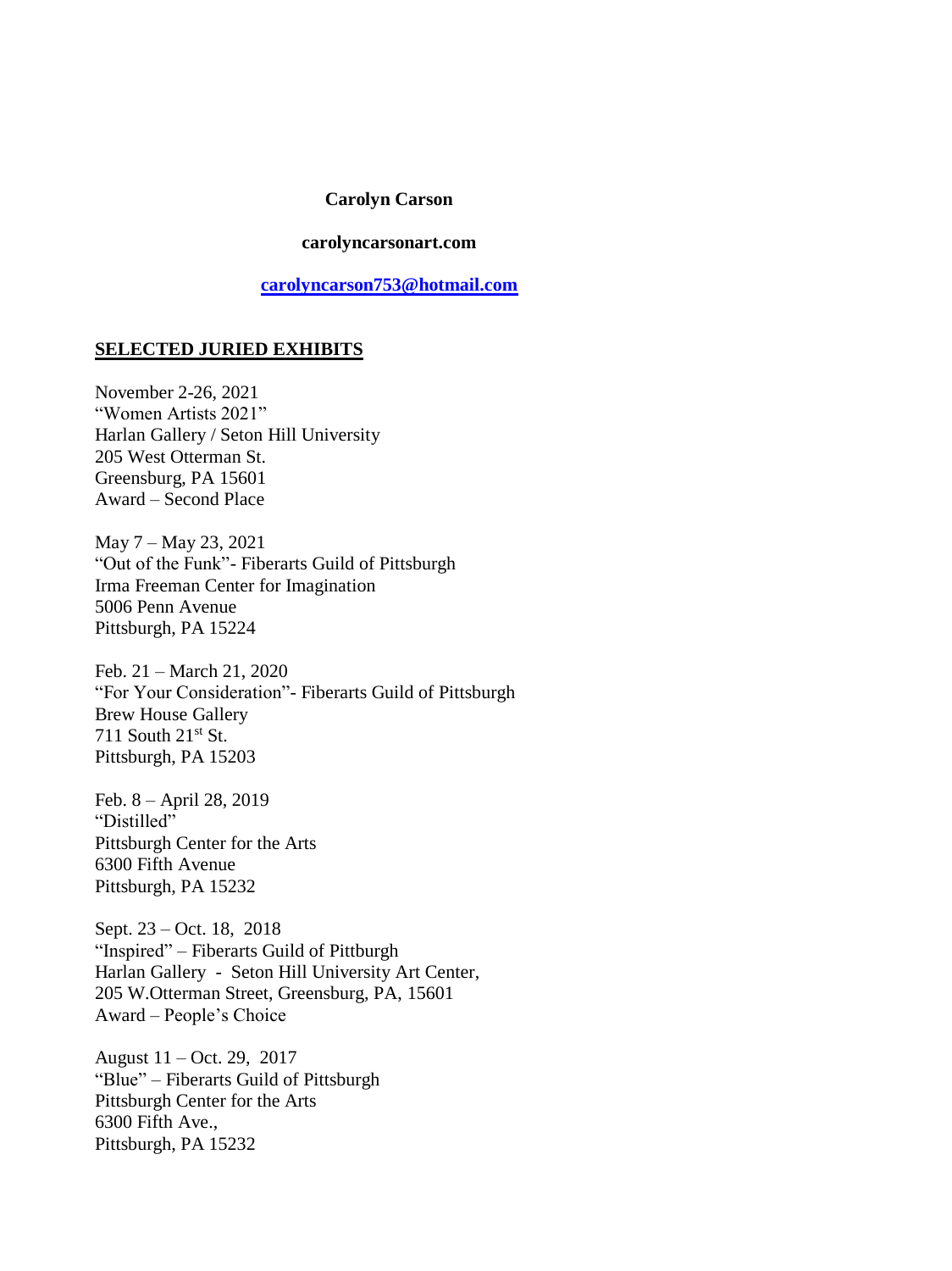**Carolyn Carson**

**carolyncarsonart.com**

**[carolyncarson753@hotmail.com](mailto:carolyncarson753@hotmail.com)**

## SELECTED JURIED EXHIBITS

November 2-26, 2021  
"Women Artists 2021"  
Harlan Gallery / Seton Hill University  
205 West Otterman St.  
Greensburg, PA 15601  
Award – Second Place

May 7 – May 23, 2021  
"Out of the Funk"- Fiberarts Guild of Pittsburgh  
Irma Freeman Center for Imagination  
5006 Penn Avenue  
Pittsburgh, PA 15224

Feb. 21 – March 21, 2020  
"For Your Consideration"- Fiberarts Guild of Pittsburgh  
Brew House Gallery  
711 South 21st St.  
Pittsburgh, PA 15203

Feb. 8 – April 28, 2019  
"Distilled"  
Pittsburgh Center for the Arts  
6300 Fifth Avenue  
Pittsburgh, PA 15232

Sept. 23 – Oct. 18, 2018  
"Inspired" – Fiberarts Guild of Pittburgh  
Harlan Gallery - Seton Hill University Art Center,  
205 W.Otterman Street, Greensburg, PA, 15601  
Award – People's Choice

August 11 – Oct. 29, 2017  
"Blue" – Fiberarts Guild of Pittsburgh  
Pittsburgh Center for the Arts  
6300 Fifth Ave.,  
Pittsburgh, PA 15232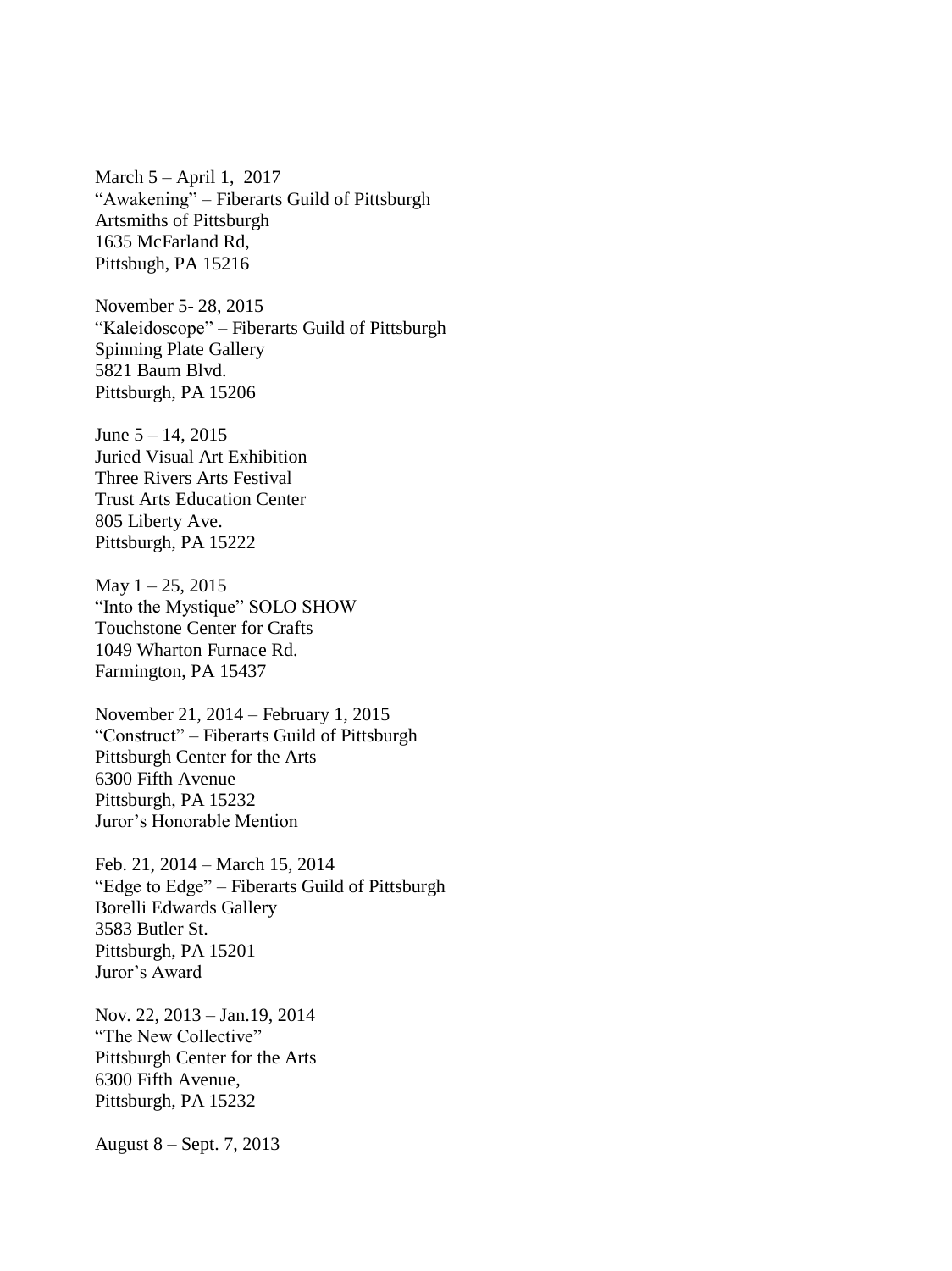March 5 – April 1,  2017
"Awakening" – Fiberarts Guild of Pittsburgh
Artsmiths of Pittsburgh
1635 McFarland Rd,
Pittsbugh, PA 15216

November 5- 28, 2015
"Kaleidoscope" – Fiberarts Guild of Pittsburgh
Spinning Plate Gallery
5821 Baum Blvd.
Pittsburgh, PA 15206

June 5 – 14, 2015
Juried Visual Art Exhibition
Three Rivers Arts Festival
Trust Arts Education Center
805 Liberty Ave.
Pittsburgh, PA 15222

May 1 – 25, 2015
"Into the Mystique" SOLO SHOW
Touchstone Center for Crafts
1049 Wharton Furnace Rd.
Farmington, PA 15437

November 21, 2014 – February 1, 2015
"Construct" – Fiberarts Guild of Pittsburgh
Pittsburgh Center for the Arts
6300 Fifth Avenue
Pittsburgh, PA 15232
Juror's Honorable Mention

Feb. 21, 2014 – March 15, 2014
"Edge to Edge" – Fiberarts Guild of Pittsburgh
Borelli Edwards Gallery
3583 Butler St.
Pittsburgh, PA 15201
Juror's Award

Nov. 22, 2013 – Jan.19, 2014
"The New Collective"
Pittsburgh Center for the Arts
6300 Fifth Avenue,
Pittsburgh, PA 15232

August 8 – Sept. 7, 2013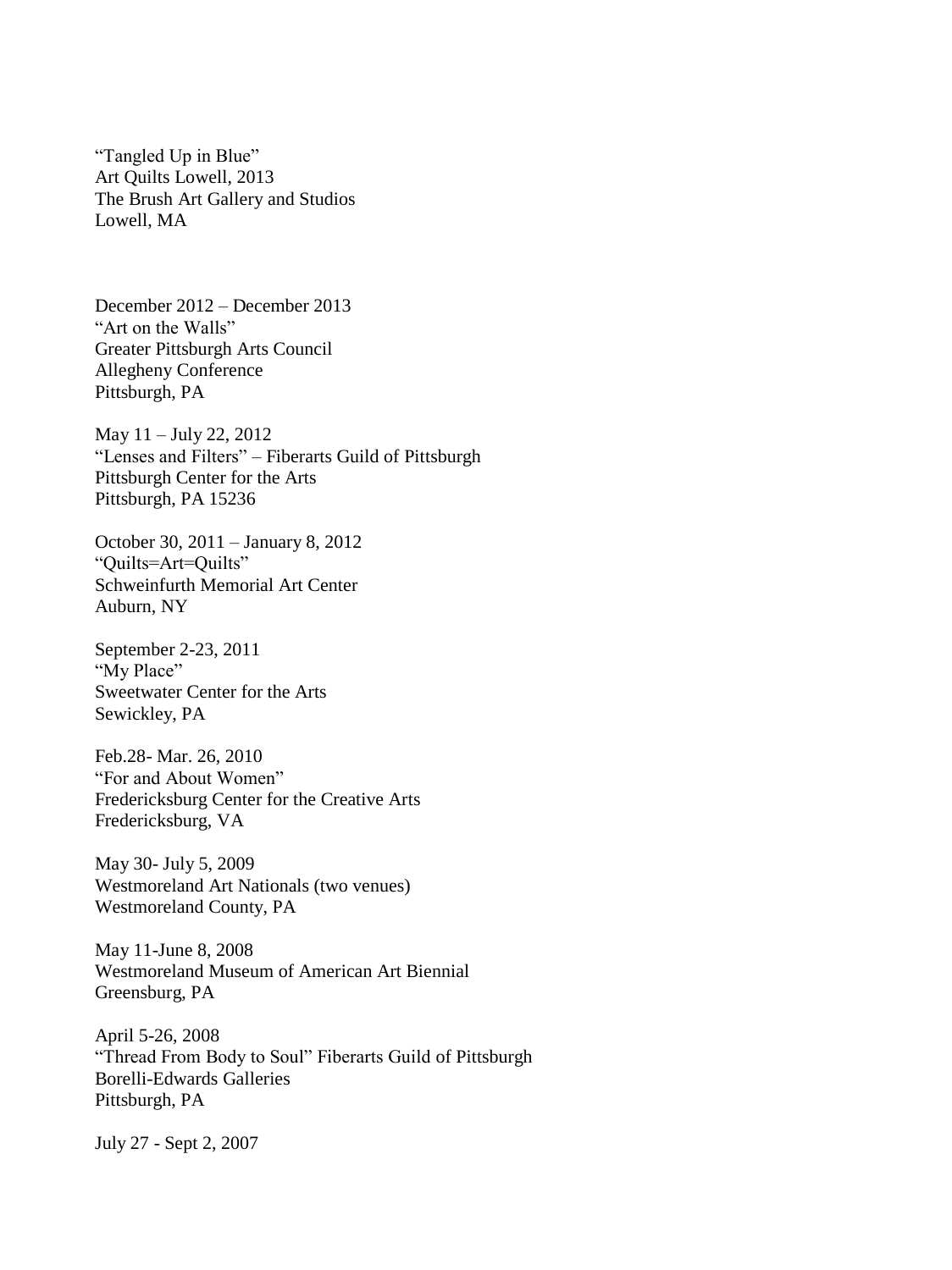"Tangled Up in Blue"
Art Quilts Lowell, 2013
The Brush Art Gallery and Studios
Lowell, MA

December 2012 – December 2013
"Art on the Walls"
Greater Pittsburgh Arts Council
Allegheny Conference
Pittsburgh, PA

May 11 – July 22, 2012
"Lenses and Filters" – Fiberarts Guild of Pittsburgh
Pittsburgh Center for the Arts
Pittsburgh, PA 15236

October 30, 2011 – January 8, 2012
"Quilts=Art=Quilts"
Schweinfurth Memorial Art Center
Auburn, NY

September 2-23, 2011
"My Place"
Sweetwater Center for the Arts
Sewickley, PA

Feb.28- Mar. 26, 2010
"For and About Women"
Fredericksburg Center for the Creative Arts
Fredericksburg, VA

May 30- July 5, 2009
Westmoreland Art Nationals (two venues)
Westmoreland County, PA

May 11-June 8, 2008
Westmoreland Museum of American Art Biennial
Greensburg, PA

April 5-26, 2008
"Thread From Body to Soul" Fiberarts Guild of Pittsburgh
Borelli-Edwards Galleries
Pittsburgh, PA

July 27 - Sept 2, 2007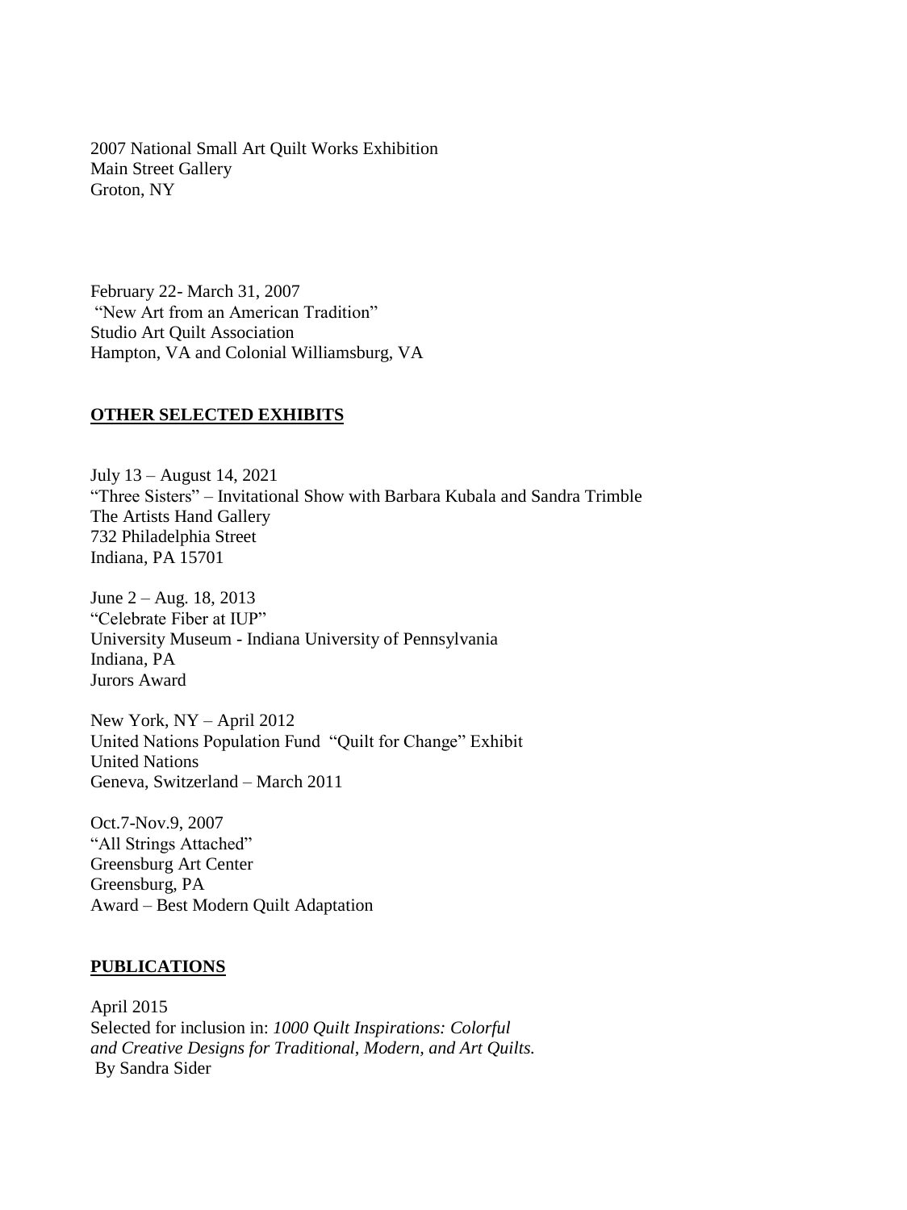2007 National Small Art Quilt Works Exhibition
Main Street Gallery
Groton, NY

February 22- March 31, 2007
"New Art from an American Tradition"
Studio Art Quilt Association
Hampton, VA and Colonial Williamsburg, VA

## **OTHER SELECTED EXHIBITS**

July 13 – August 14, 2021
"Three Sisters" – Invitational Show with Barbara Kubala and Sandra Trimble
The Artists Hand Gallery
732 Philadelphia Street
Indiana, PA 15701

June 2 – Aug. 18, 2013
"Celebrate Fiber at IUP"
University Museum - Indiana University of Pennsylvania
Indiana, PA
Jurors Award

New York, NY – April 2012
United Nations Population Fund "Quilt for Change" Exhibit
United Nations
Geneva, Switzerland – March 2011

Oct.7-Nov.9, 2007
"All Strings Attached"
Greensburg Art Center
Greensburg, PA
Award – Best Modern Quilt Adaptation

## **PUBLICATIONS**

April 2015
Selected for inclusion in: *1000 Quilt Inspirations: Colorful and Creative Designs for Traditional, Modern, and Art Quilts.*
By Sandra Sider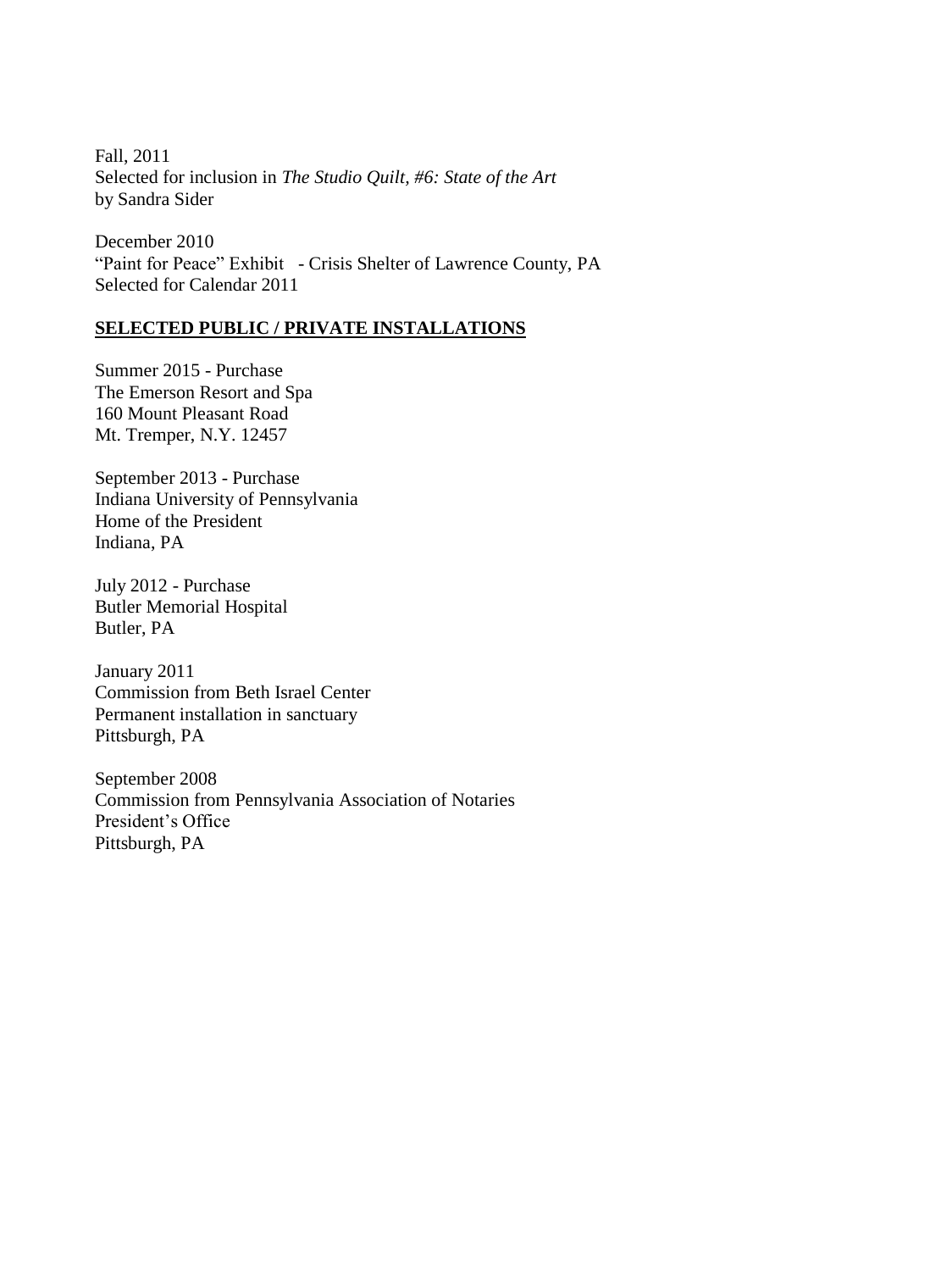Fall, 2011
Selected for inclusion in *The Studio Quilt, #6: State of the Art*
by Sandra Sider

December 2010
"Paint for Peace" Exhibit - Crisis Shelter of Lawrence County, PA
Selected for Calendar 2011

## SELECTED PUBLIC / PRIVATE INSTALLATIONS

Summer 2015 - Purchase
The Emerson Resort and Spa
160 Mount Pleasant Road
Mt. Tremper, N.Y. 12457

September 2013 - Purchase
Indiana University of Pennsylvania
Home of the President
Indiana, PA

July 2012 - Purchase
Butler Memorial Hospital
Butler, PA

January 2011
Commission from Beth Israel Center
Permanent installation in sanctuary
Pittsburgh, PA

September 2008
Commission from Pennsylvania Association of Notaries
President's Office
Pittsburgh, PA